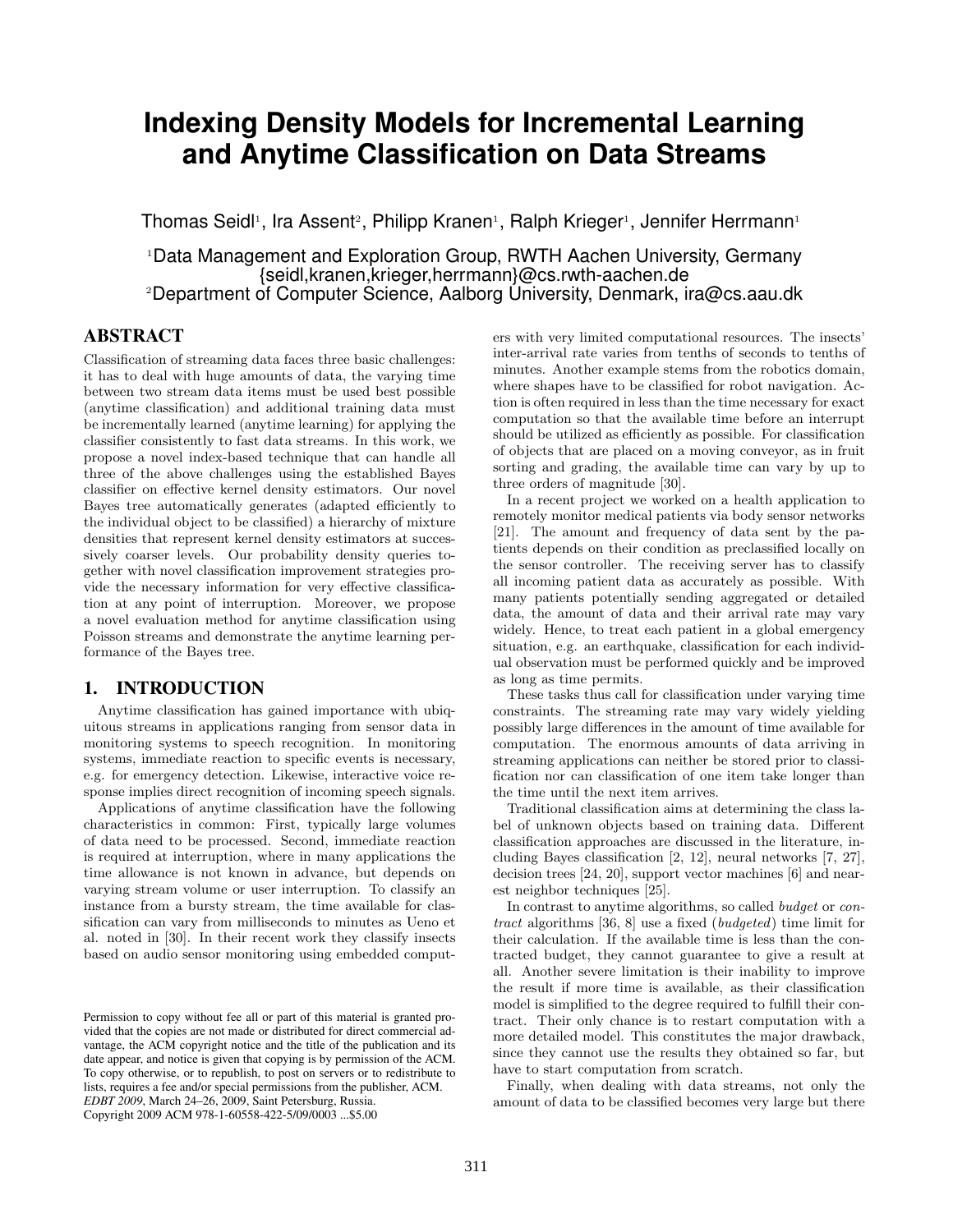# Indexing Density Models for Incremental Learning and Anytime Classification on Data Streams

Thomas Seidl[1], Ira Assent[2], Philipp Kranen[1], Ralph Krieger[1], Jennifer Herrmann[1]

[1]Data Management and Exploration Group, RWTH Aachen University, Germany
{seidl,kranen,krieger,herrmann}@cs.rwth-aachen.de
[2]Department of Computer Science, Aalborg University, Denmark, ira@cs.aau.dk

## ABSTRACT

Classification of streaming data faces three basic challenges: it has to deal with huge amounts of data, the varying time between two stream data items must be used best possible (anytime classification) and additional training data must be incrementally learned (anytime learning) for applying the classifier consistently to fast data streams. In this work, we propose a novel index-based technique that can handle all three of the above challenges using the established Bayes classifier on effective kernel density estimators. Our novel Bayes tree automatically generates (adapted efficiently to the individual object to be classified) a hierarchy of mixture densities that represent kernel density estimators at successively coarser levels. Our probability density queries together with novel classification improvement strategies provide the necessary information for very effective classification at any point of interruption. Moreover, we propose a novel evaluation method for anytime classification using Poisson streams and demonstrate the anytime learning performance of the Bayes tree.

## 1. INTRODUCTION

Anytime classification has gained importance with ubiquitous streams in applications ranging from sensor data in monitoring systems to speech recognition. In monitoring systems, immediate reaction to specific events is necessary, e.g. for emergency detection. Likewise, interactive voice response implies direct recognition of incoming speech signals.

Applications of anytime classification have the following characteristics in common: First, typically large volumes of data need to be processed. Second, immediate reaction is required at interruption, where in many applications the time allowance is not known in advance, but depends on varying stream volume or user interruption. To classify an instance from a bursty stream, the time available for classification can vary from milliseconds to minutes as Ueno et al. noted in [30]. In their recent work they classify insects based on audio sensor monitoring using embedded computers with very limited computational resources. The insects' inter-arrival rate varies from tenths of seconds to tenths of minutes. Another example stems from the robotics domain, where shapes have to be classified for robot navigation. Action is often required in less than the time necessary for exact computation so that the available time before an interrupt should be utilized as efficiently as possible. For classification of objects that are placed on a moving conveyor, as in fruit sorting and grading, the available time can vary by up to three orders of magnitude [30].

In a recent project we worked on a health application to remotely monitor medical patients via body sensor networks [21]. The amount and frequency of data sent by the patients depends on their condition as preclassified locally on the sensor controller. The receiving server has to classify all incoming patient data as accurately as possible. With many patients potentially sending aggregated or detailed data, the amount of data and their arrival rate may vary widely. Hence, to treat each patient in a global emergency situation, e.g. an earthquake, classification for each individual observation must be performed quickly and be improved as long as time permits.

These tasks thus call for classification under varying time constraints. The streaming rate may vary widely yielding possibly large differences in the amount of time available for computation. The enormous amounts of data arriving in streaming applications can neither be stored prior to classification nor can classification of one item take longer than the time until the next item arrives.

Traditional classification aims at determining the class label of unknown objects based on training data. Different classification approaches are discussed in the literature, including Bayes classification [2, 12], neural networks [7, 27], decision trees [24, 20], support vector machines [6] and nearest neighbor techniques [25].

In contrast to anytime algorithms, so called *budget* or *contract* algorithms [36, 8] use a fixed (*budgeted*) time limit for their calculation. If the available time is less than the contracted budget, they cannot guarantee to give a result at all. Another severe limitation is their inability to improve the result if more time is available, as their classification model is simplified to the degree required to fulfill their contract. Their only chance is to restart computation with a more detailed model. This constitutes the major drawback, since they cannot use the results they obtained so far, but have to start computation from scratch.

Finally, when dealing with data streams, not only the amount of data to be classified becomes very large but there

Permission to copy without fee all or part of this material is granted provided that the copies are not made or distributed for direct commercial advantage, the ACM copyright notice and the title of the publication and its date appear, and notice is given that copying is by permission of the ACM. To copy otherwise, or to republish, to post on servers or to redistribute to lists, requires a fee and/or special permissions from the publisher, ACM.
*EDBT 2009*, March 24–26, 2009, Saint Petersburg, Russia.
Copyright 2009 ACM 978-1-60558-422-5/09/0003 ...$5.00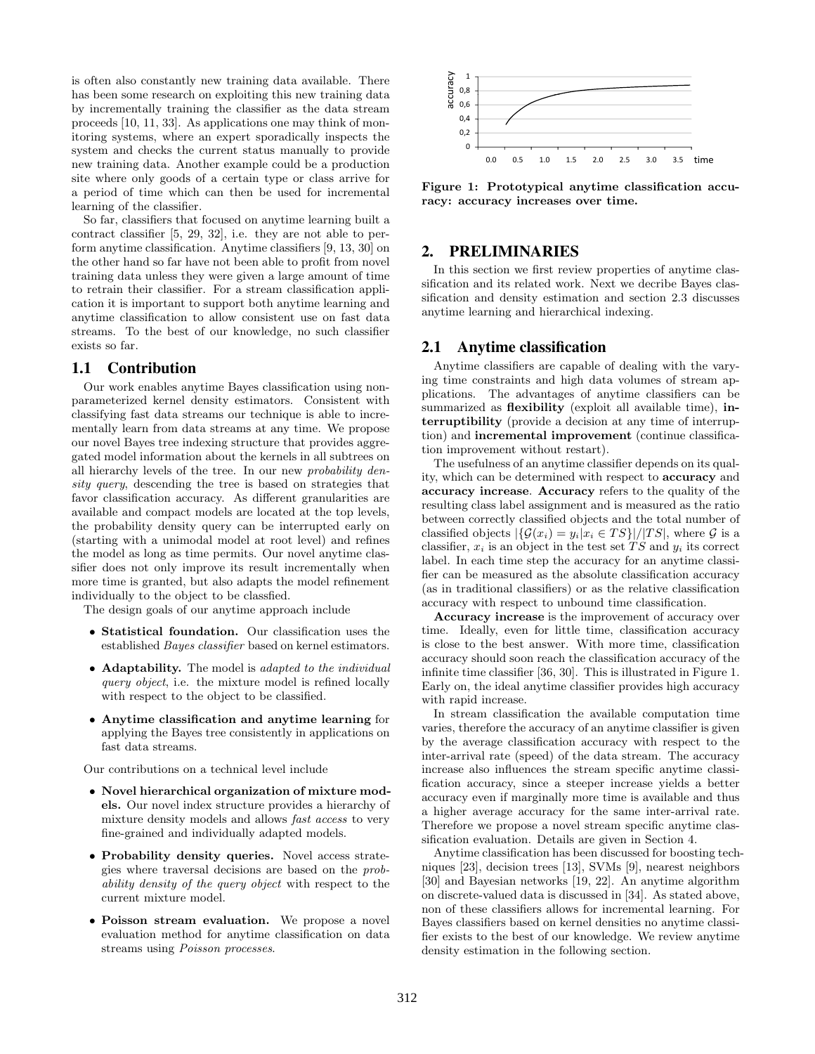is often also constantly new training data available. There has been some research on exploiting this new training data by incrementally training the classifier as the data stream proceeds [10, 11, 33]. As applications one may think of monitoring systems, where an expert sporadically inspects the system and checks the current status manually to provide new training data. Another example could be a production site where only goods of a certain type or class arrive for a period of time which can then be used for incremental learning of the classifier.

So far, classifiers that focused on anytime learning built a contract classifier [5, 29, 32], i.e. they are not able to perform anytime classification. Anytime classifiers [9, 13, 30] on the other hand so far have not been able to profit from novel training data unless they were given a large amount of time to retrain their classifier. For a stream classification application it is important to support both anytime learning and anytime classification to allow consistent use on fast data streams. To the best of our knowledge, no such classifier exists so far.

## 1.1 Contribution

Our work enables anytime Bayes classification using non-parameterized kernel density estimators. Consistent with classifying fast data streams our technique is able to incrementally learn from data streams at any time. We propose our novel Bayes tree indexing structure that provides aggregated model information about the kernels in all subtrees on all hierarchy levels of the tree. In our new *probability density query*, descending the tree is based on strategies that favor classification accuracy. As different granularities are available and compact models are located at the top levels, the probability density query can be interrupted early on (starting with a unimodal model at root level) and refines the model as long as time permits. Our novel anytime classifier does not only improve its result incrementally when more time is granted, but also adapts the model refinement individually to the object to be classfied.

The design goals of our anytime approach include

- **Statistical foundation.** Our classification uses the established *Bayes classifier* based on kernel estimators.
- **Adaptability.** The model is *adapted to the individual query object*, i.e. the mixture model is refined locally with respect to the object to be classified.
- **Anytime classification and anytime learning** for applying the Bayes tree consistently in applications on fast data streams.

Our contributions on a technical level include

- **Novel hierarchical organization of mixture models.** Our novel index structure provides a hierarchy of mixture density models and allows *fast access* to very fine-grained and individually adapted models.
- **Probability density queries.** Novel access strategies where traversal decisions are based on the *probability density of the query object* with respect to the current mixture model.
- **Poisson stream evaluation.** We propose a novel evaluation method for anytime classification on data streams using *Poisson processes*.

accuracy
1
0,8
0,6
0,4
0,2
0
0.0 0.5 1.0 1.5 2.0 2.5 3.0 3.5 time

**Figure 1: Prototypical anytime classification accuracy: accuracy increases over time.**

# 2. PRELIMINARIES

In this section we first review properties of anytime classification and its related work. Next we decribe Bayes classification and density estimation and section 2.3 discusses anytime learning and hierarchical indexing.

## 2.1 Anytime classification

Anytime classifiers are capable of dealing with the varying time constraints and high data volumes of stream applications. The advantages of anytime classifiers can be summarized as **flexibility** (exploit all available time), **interruptibility** (provide a decision at any time of interruption) and **incremental improvement** (continue classification improvement without restart).

The usefulness of an anytime classifier depends on its quality, which can be determined with respect to **accuracy** and **accuracy increase**. **Accuracy** refers to the quality of the resulting class label assignment and is measured as the ratio between correctly classified objects $|\{\mathcal{G}(x_i) = y_i | x_i \in TS\}|/|TS|$, where $\mathcal{G}$ is a classifier, $x_i$ is an object in the test set $TS$ and $y_i$ its correct label. In each time step the accuracy for an anytime classifier can be measured as the absolute classification accuracy (as in traditional classifiers) or as the relative classification accuracy with respect to unbound time classification.

**Accuracy increase** is the improvement of accuracy over time. Ideally, even for little time, classification accuracy is close to the best answer. With more time, classification accuracy should soon reach the classification accuracy of the infinite time classifier [36, 30]. This is illustrated in Figure 1. Early on, the ideal anytime classifier provides high accuracy with rapid increase.

In stream classification the available computation time varies, therefore the accuracy of an anytime classifier is given by the average classification accuracy with respect to the inter-arrival rate (speed) of the data stream. The accuracy increase also influences the stream specific anytime classification accuracy, since a steeper increase yields a better accuracy even if marginally more time is available and thus a higher average accuracy for the same inter-arrival rate. Therefore we propose a novel stream specific anytime classification evaluation. Details are given in Section 4.

Anytime classification has been discussed for boosting techniques [23], decision trees [13], SVMs [9], nearest neighbors [30] and Bayesian networks [19, 22]. An anytime algorithm on discrete-valued data is discussed in [34]. As stated above, non of these classifiers allows for incremental learning. For Bayes classifiers based on kernel densities no anytime classifier exists to the best of our knowledge. We review anytime density estimation in the following section.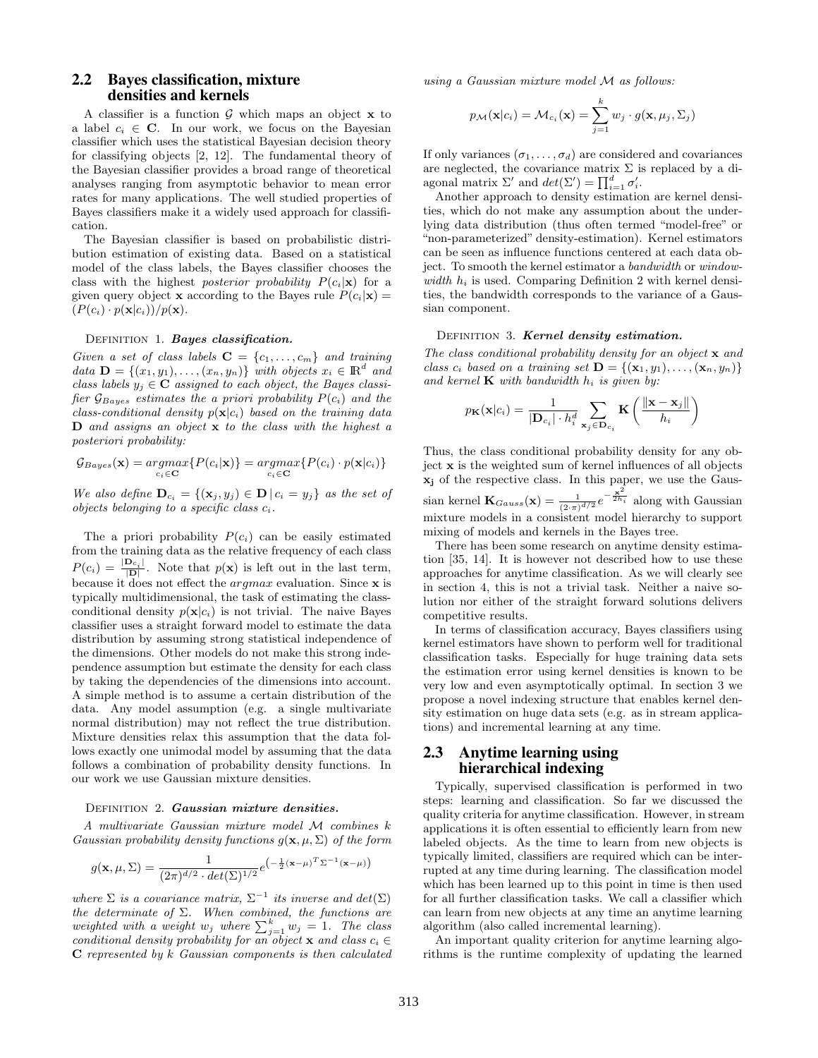## 2.2 Bayes classification, mixture densities and kernels

A classifier is a function $\mathcal{G}$ which maps an object $\mathbf{x}$ to a label $c_i \in \mathbf{C}$. In our work, we focus on the Bayesian classifier which uses the statistical Bayesian decision theory for classifying objects [2, 12]. The fundamental theory of the Bayesian classifier provides a broad range of theoretical analyses ranging from asymptotic behavior to mean error rates for many applications. The well studied properties of Bayes classifiers make it a widely used approach for classification.

The Bayesian classifier is based on probabilistic distribution estimation of existing data. Based on a statistical model of the class labels, the Bayes classifier chooses the class with the highest *posterior probability* $P(c_i|\mathbf{x})$ for a given query object $\mathbf{x}$ according to the Bayes rule $P(c_i|\mathbf{x}) = (P(c_i) \cdot p(\mathbf{x}|c_i))/p(\mathbf{x})$.

Definition 1. ***Bayes classification.***
*Given a set of class labels $\mathbf{C} = \{c_1, \ldots, c_m\}$ and training data $\mathbf{D} = \{(x_1, y_1), \ldots, (x_n, y_n)\}$ with objects $x_i \in \mathbb{R}^d$ and class labels $y_j \in \mathbf{C}$ assigned to each object, the Bayes classifier $\mathcal{G}_{Bayes}$ estimates the a priori probability $P(c_i)$ and the class-conditional density $p(\mathbf{x}|c_i)$ based on the training data $\mathbf{D}$ and assigns an object $\mathbf{x}$ to the class with the highest a posteriori probability:*

$$\mathcal{G}_{Bayes}(\mathbf{x}) = \underset{c_i \in \mathbf{C}}{argmax}\{P(c_i|\mathbf{x})\} = \underset{c_i \in \mathbf{C}}{argmax}\{P(c_i) \cdot p(\mathbf{x}|c_i)\}$$

*We also define $\mathbf{D}_{c_i} = \{(\mathbf{x}_j, y_j) \in \mathbf{D} \,|\, c_i = y_j\}$ as the set of objects belonging to a specific class $c_i$.*

The a priori probability $P(c_i)$ can be easily estimated from the training data as the relative frequency of each class $P(c_i) = \frac{|\mathbf{D}_{c_i}|}{|\mathbf{D}|}$. Note that $p(\mathbf{x})$ is left out in the last term, because it does not effect the *argmax* evaluation. Since $\mathbf{x}$ is typically multidimensional, the task of estimating the class-conditional density $p(\mathbf{x}|c_i)$ is not trivial. The naive Bayes classifier uses a straight forward model to estimate the data distribution by assuming strong statistical independence of the dimensions. Other models do not make this strong independence assumption but estimate the density for each class by taking the dependencies of the dimensions into account. A simple method is to assume a certain distribution of the data. Any model assumption (e.g. a single multivariate normal distribution) may not reflect the true distribution. Mixture densities relax this assumption that the data follows exactly one unimodal model by assuming that the data follows a combination of probability density functions. In our work we use Gaussian mixture densities.

Definition 2. ***Gaussian mixture densities.***
*A multivariate Gaussian mixture model $\mathcal{M}$ combines $k$ Gaussian probability density functions $g(\mathbf{x}, \mu, \Sigma)$ of the form*

$$g(\mathbf{x}, \mu, \Sigma) = \frac{1}{(2\pi)^{d/2} \cdot det(\Sigma)^{1/2}} e^{\left(-\frac{1}{2}(\mathbf{x}-\mu)^T \Sigma^{-1} (\mathbf{x}-\mu)\right)}$$

*where $\Sigma$ is a covariance matrix, $\Sigma^{-1}$ its inverse and $det(\Sigma)$ the determinate of $\Sigma$. When combined, the functions are weighted with a weight $w_j$ where $\sum_{j=1}^{k} w_j = 1$. The class conditional density probability for an object $\mathbf{x}$ and class $c_i \in \mathbf{C}$ represented by $k$ Gaussian components is then calculated using a Gaussian mixture model $\mathcal{M}$ as follows:*

$$p_{\mathcal{M}}(\mathbf{x}|c_i) = \mathcal{M}_{c_i}(\mathbf{x}) = \sum_{j=1}^{k} w_j \cdot g(\mathbf{x}, \mu_j, \Sigma_j)$$

If only variances $(\sigma_1, \ldots, \sigma_d)$ are considered and covariances are neglected, the covariance matrix $\Sigma$ is replaced by a diagonal matrix $\Sigma'$ and $det(\Sigma') = \prod_{i=1}^{d} \sigma_i'$.

Another approach to density estimation are kernel densities, which do not make any assumption about the underlying data distribution (thus often termed "model-free" or "non-parameterized" density-estimation). Kernel estimators can be seen as influence functions centered at each data object. To smooth the kernel estimator a *bandwidth* or *window-width* $h_i$ is used. Comparing Definition 2 with kernel densities, the bandwidth corresponds to the variance of a Gaussian component.

Definition 3. ***Kernel density estimation.***
*The class conditional probability density for an object $\mathbf{x}$ and class $c_i$ based on a training set $\mathbf{D} = \{(\mathbf{x}_1, y_1), \ldots, (\mathbf{x}_n, y_n)\}$ and kernel $\mathbf{K}$ with bandwidth $h_i$ is given by:*

$$p_{\mathbf{K}}(\mathbf{x}|c_i) = \frac{1}{|\mathbf{D}_{c_i}| \cdot h_i^d} \sum_{\mathbf{x}_j \in \mathbf{D}_{c_i}} \mathbf{K}\left(\frac{\|\mathbf{x} - \mathbf{x}_j\|}{h_i}\right)$$

Thus, the class conditional probability density for any object $\mathbf{x}$ is the weighted sum of kernel influences of all objects $\mathbf{x_j}$ of the respective class. In this paper, we use the Gaussian kernel $\mathbf{K}_{Gauss}(\mathbf{x}) = \frac{1}{(2 \cdot \pi)^{d/2}} e^{-\frac{\mathbf{x}^2}{2h_i}}$ along with Gaussian mixture models in a consistent model hierarchy to support mixing of models and kernels in the Bayes tree.

There has been some research on anytime density estimation [35, 14]. It is however not described how to use these approaches for anytime classification. As we will clearly see in section 4, this is not a trivial task. Neither a naive solution nor either of the straight forward solutions delivers competitive results.

In terms of classification accuracy, Bayes classifiers using kernel estimators have shown to perform well for traditional classification tasks. Especially for huge training data sets the estimation error using kernel densities is known to be very low and even asymptotically optimal. In section 3 we propose a novel indexing structure that enables kernel density estimation on huge data sets (e.g. as in stream applications) and incremental learning at any time.

## 2.3 Anytime learning using hierarchical indexing

Typically, supervised classification is performed in two steps: learning and classification. So far we discussed the quality criteria for anytime classification. However, in stream applications it is often essential to efficiently learn from new labeled objects. As the time to learn from new objects is typically limited, classifiers are required which can be interrupted at any time during learning. The classification model which has been learned up to this point in time is then used for all further classification tasks. We call a classifier which can learn from new objects at any time an anytime learning algorithm (also called incremental learning).

An important quality criterion for anytime learning algorithms is the runtime complexity of updating the learned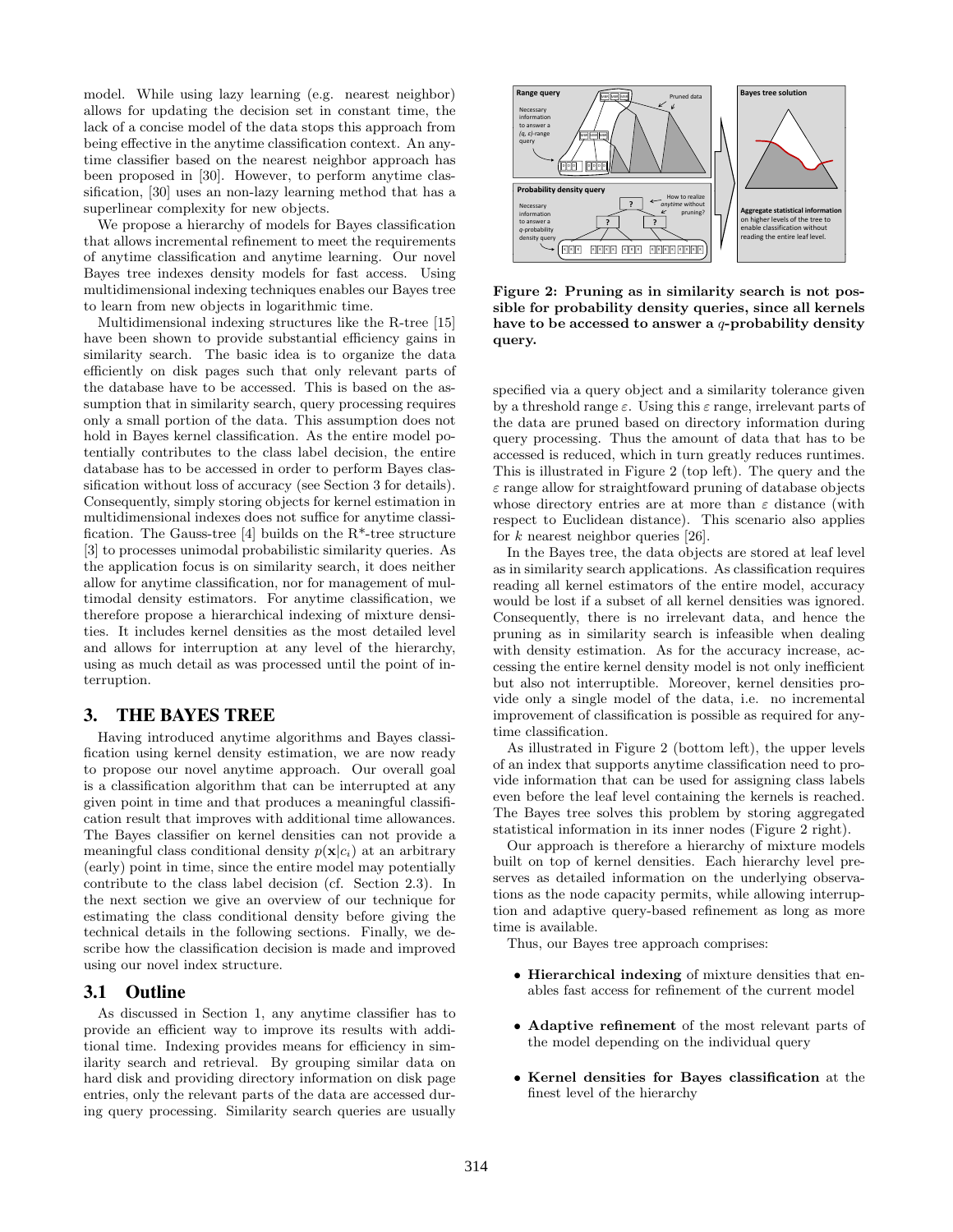model. While using lazy learning (e.g. nearest neighbor) allows for updating the decision set in constant time, the lack of a concise model of the data stops this approach from being effective in the anytime classification context. An anytime classifier based on the nearest neighbor approach has been proposed in [30]. However, to perform anytime classification, [30] uses an non-lazy learning method that has a superlinear complexity for new objects.

We propose a hierarchy of models for Bayes classification that allows incremental refinement to meet the requirements of anytime classification and anytime learning. Our novel Bayes tree indexes density models for fast access. Using multidimensional indexing techniques enables our Bayes tree to learn from new objects in logarithmic time.

Multidimensional indexing structures like the R-tree [15] have been shown to provide substantial efficiency gains in similarity search. The basic idea is to organize the data efficiently on disk pages such that only relevant parts of the database have to be accessed. This is based on the assumption that in similarity search, query processing requires only a small portion of the data. This assumption does not hold in Bayes kernel classification. As the entire model potentially contributes to the class label decision, the entire database has to be accessed in order to perform Bayes classification without loss of accuracy (see Section 3 for details). Consequently, simply storing objects for kernel estimation in multidimensional indexes does not suffice for anytime classification. The Gauss-tree [4] builds on the R*-tree structure [3] to processes unimodal probabilistic similarity queries. As the application focus is on similarity search, it does neither allow for anytime classification, nor for management of multimodal density estimators. For anytime classification, we therefore propose a hierarchical indexing of mixture densities. It includes kernel densities as the most detailed level and allows for interruption at any level of the hierarchy, using as much detail as was processed until the point of interruption.

## 3. THE BAYES TREE

Having introduced anytime algorithms and Bayes classification using kernel density estimation, we are now ready to propose our novel anytime approach. Our overall goal is a classification algorithm that can be interrupted at any given point in time and that produces a meaningful classification result that improves with additional time allowances. The Bayes classifier on kernel densities can not provide a meaningful class conditional density $p(\mathbf{x}|c_i)$ at an arbitrary (early) point in time, since the entire model may potentially contribute to the class label decision (cf. Section 2.3). In the next section we give an overview of our technique for estimating the class conditional density before giving the technical details in the following sections. Finally, we describe how the classification decision is made and improved using our novel index structure.

### 3.1 Outline

As discussed in Section 1, any anytime classifier has to provide an efficient way to improve its results with additional time. Indexing provides means for efficiency in similarity search and retrieval. By grouping similar data on hard disk and providing directory information on disk page entries, only the relevant parts of the data are accessed during query processing. Similarity search queries are usually specified via a query object and a similarity tolerance given by a threshold range $\varepsilon$. Using this $\varepsilon$ range, irrelevant parts of the data are pruned based on directory information during query processing. Thus the amount of data that has to be accessed is reduced, which in turn greatly reduces runtimes. This is illustrated in Figure 2 (top left). The query and the $\varepsilon$ range allow for straightfoward pruning of database objects whose directory entries are at more than $\varepsilon$ distance (with respect to Euclidean distance). This scenario also applies for $k$ nearest neighbor queries [26].

Range query

Pruned data

Necessary information to answer a $(q, \varepsilon)$-range query

Probability density query

Necessary information to answer a $q$-probability density query

How to realize anytime without pruning?

Bayes tree solution

Aggregate statistical information on higher levels of the tree to enable classification without reading the entire leaf level.

**Figure 2: Pruning as in similarity search is not possible for probability density queries, since all kernels have to be accessed to answer a $q$-probability density query.**

In the Bayes tree, the data objects are stored at leaf level as in similarity search applications. As classification requires reading all kernel estimators of the entire model, accuracy would be lost if a subset of all kernel densities was ignored. Consequently, there is no irrelevant data, and hence the pruning as in similarity search is infeasible when dealing with density estimation. As for the accuracy increase, accessing the entire kernel density model is not only inefficient but also not interruptible. Moreover, kernel densities provide only a single model of the data, i.e. no incremental improvement of classification is possible as required for anytime classification.

As illustrated in Figure 2 (bottom left), the upper levels of an index that supports anytime classification need to provide information that can be used for assigning class labels even before the leaf level containing the kernels is reached. The Bayes tree solves this problem by storing aggregated statistical information in its inner nodes (Figure 2 right).

Our approach is therefore a hierarchy of mixture models built on top of kernel densities. Each hierarchy level preserves as detailed information on the underlying observations as the node capacity permits, while allowing interruption and adaptive query-based refinement as long as more time is available.

Thus, our Bayes tree approach comprises:

- **Hierarchical indexing** of mixture densities that enables fast access for refinement of the current model
- **Adaptive refinement** of the most relevant parts of the model depending on the individual query
- **Kernel densities for Bayes classification** at the finest level of the hierarchy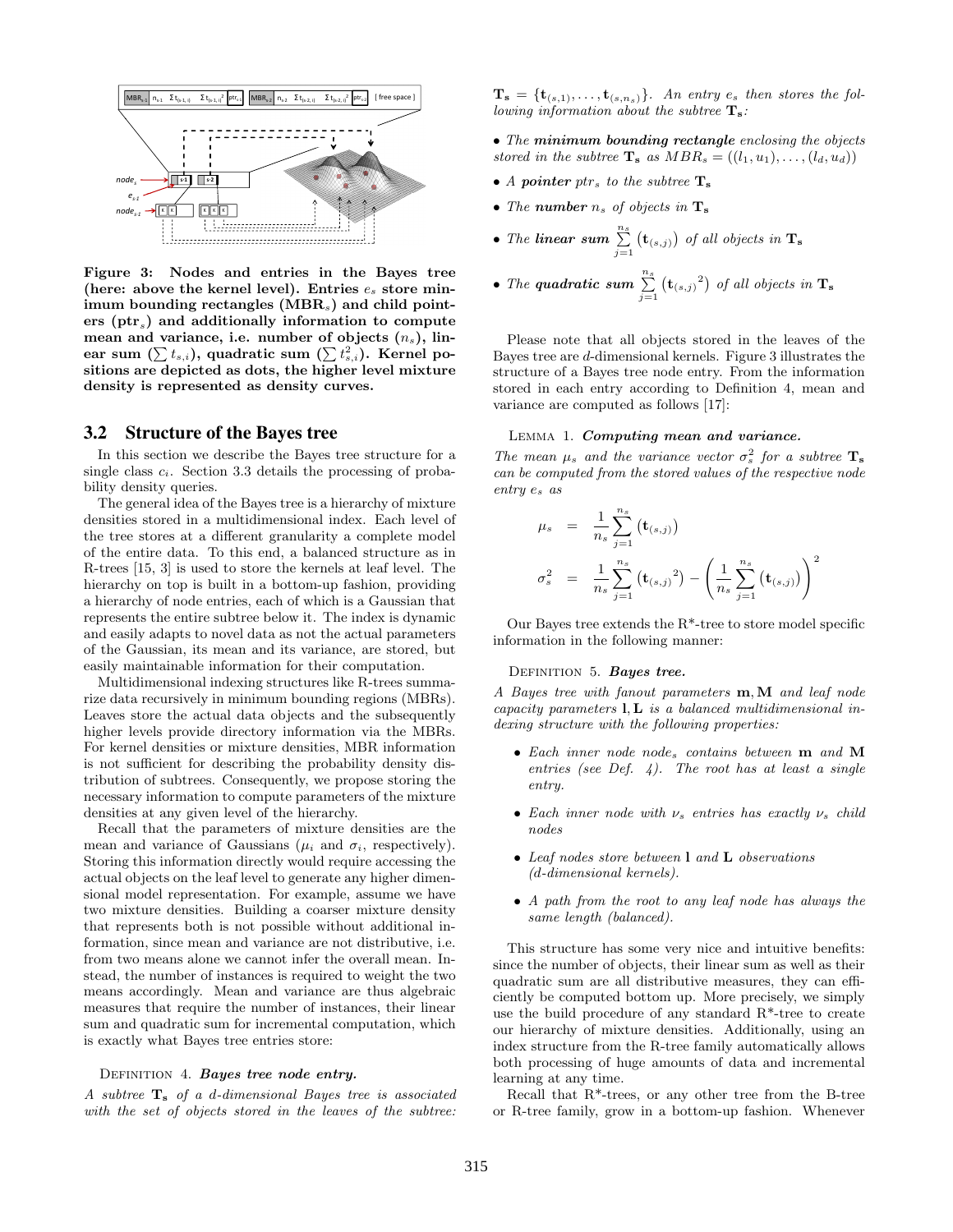**Figure 3: Nodes and entries in the Bayes tree (here: above the kernel level). Entries $e_s$ store minimum bounding rectangles ($\text{MBR}_s$) and child pointers ($\text{ptr}_s$) and additionally information to compute mean and variance, i.e. number of objects ($n_s$), linear sum ($\sum t_{s,i}$), quadratic sum ($\sum t_{s,i}^2$). Kernel positions are depicted as dots, the higher level mixture density is represented as density curves.**

## 3.2 Structure of the Bayes tree

In this section we describe the Bayes tree structure for a single class $c_i$. Section 3.3 details the processing of probability density queries.

The general idea of the Bayes tree is a hierarchy of mixture densities stored in a multidimensional index. Each level of the tree stores at a different granularity a complete model of the entire data. To this end, a balanced structure as in R-trees [15, 3] is used to store the kernels at leaf level. The hierarchy on top is built in a bottom-up fashion, providing a hierarchy of node entries, each of which is a Gaussian that represents the entire subtree below it. The index is dynamic and easily adapts to novel data as not the actual parameters of the Gaussian, its mean and its variance, are stored, but easily maintainable information for their computation.

Multidimensional indexing structures like R-trees summarize data recursively in minimum bounding regions (MBRs). Leaves store the actual data objects and the subsequently higher levels provide directory information via the MBRs. For kernel densities or mixture densities, MBR information is not sufficient for describing the probability density distribution of subtrees. Consequently, we propose storing the necessary information to compute parameters of the mixture densities at any given level of the hierarchy.

Recall that the parameters of mixture densities are the mean and variance of Gaussians ($\mu_i$ and $\sigma_i$, respectively). Storing this information directly would require accessing the actual objects on the leaf level to generate any higher dimensional model representation. For example, assume we have two mixture densities. Building a coarser mixture density that represents both is not possible without additional information, since mean and variance are not distributive, i.e. from two means alone we cannot infer the overall mean. Instead, the number of instances is required to weight the two means accordingly. Mean and variance are thus algebraic measures that require the number of instances, their linear sum and quadratic sum for incremental computation, which is exactly what Bayes tree entries store:

Definition 4. ***Bayes tree node entry.***
*A subtree $\mathbf{T_s}$ of a $d$-dimensional Bayes tree is associated with the set of objects stored in the leaves of the subtree: $\mathbf{T_s} = \{\mathbf{t}_{(s,1)}, \ldots, \mathbf{t}_{(s,n_s)}\}$. An entry $e_s$ then stores the following information about the subtree $\mathbf{T_s}$:*

- *The **minimum bounding rectangle** enclosing the objects stored in the subtree $\mathbf{T_s}$ as $MBR_s = ((l_1, u_1), \ldots, (l_d, u_d))$*
- *A **pointer** $ptr_s$ to the subtree $\mathbf{T_s}$*
- *The **number** $n_s$ of objects in $\mathbf{T_s}$*
- *The **linear sum** $\sum_{j=1}^{n_s} \left(\mathbf{t}_{(s,j)}\right)$ of all objects in $\mathbf{T_s}$*
- *The **quadratic sum** $\sum_{j=1}^{n_s} \left({\mathbf{t}_{(s,j)}}^2\right)$ of all objects in $\mathbf{T_s}$*

Please note that all objects stored in the leaves of the Bayes tree are $d$-dimensional kernels. Figure 3 illustrates the structure of a Bayes tree node entry. From the information stored in each entry according to Definition 4, mean and variance are computed as follows [17]:

Lemma 1. ***Computing mean and variance.***
*The mean $\mu_s$ and the variance vector $\sigma_s^2$ for a subtree $\mathbf{T_s}$ can be computed from the stored values of the respective node entry $e_s$ as*

$$\mu_s = \frac{1}{n_s} \sum_{j=1}^{n_s} \left(\mathbf{t}_{(s,j)}\right)$$

$$\sigma_s^2 = \frac{1}{n_s} \sum_{j=1}^{n_s} \left({\mathbf{t}_{(s,j)}}^2\right) - \left(\frac{1}{n_s} \sum_{j=1}^{n_s} \left(\mathbf{t}_{(s,j)}\right)\right)^2$$

Our Bayes tree extends the R\*-tree to store model specific information in the following manner:

Definition 5. ***Bayes tree.***
*A Bayes tree with fanout parameters $\mathbf{m}, \mathbf{M}$ and leaf node capacity parameters $\mathbf{l}, \mathbf{L}$ is a balanced multidimensional indexing structure with the following properties:*

- *Each inner node $node_s$ contains between $\mathbf{m}$ and $\mathbf{M}$ entries (see Def. 4). The root has at least a single entry.*
- *Each inner node with $\nu_s$ entries has exactly $\nu_s$ child nodes*
- *Leaf nodes store between $\mathbf{l}$ and $\mathbf{L}$ observations ($d$-dimensional kernels).*
- *A path from the root to any leaf node has always the same length (balanced).*

This structure has some very nice and intuitive benefits: since the number of objects, their linear sum as well as their quadratic sum are all distributive measures, they can efficiently be computed bottom up. More precisely, we simply use the build procedure of any standard R\*-tree to create our hierarchy of mixture densities. Additionally, using an index structure from the R-tree family automatically allows both processing of huge amounts of data and incremental learning at any time.

Recall that R\*-trees, or any other tree from the B-tree or R-tree family, grow in a bottom-up fashion. Whenever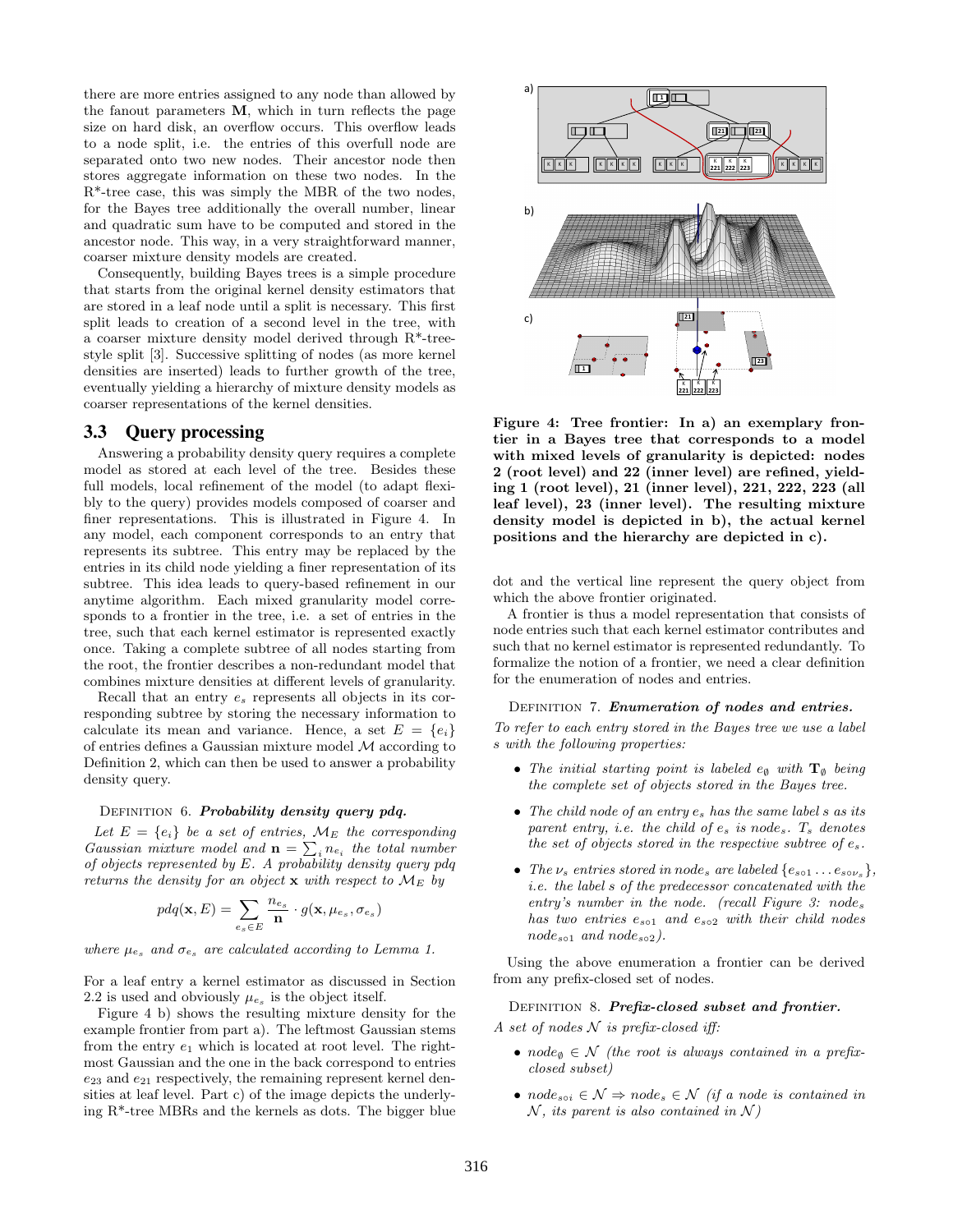there are more entries assigned to any node than allowed by the fanout parameters **M**, which in turn reflects the page size on hard disk, an overflow occurs. This overflow leads to a node split, i.e. the entries of this overfull node are separated onto two new nodes. Their ancestor node then stores aggregate information on these two nodes. In the R*-tree case, this was simply the MBR of the two nodes, for the Bayes tree additionally the overall number, linear and quadratic sum have to be computed and stored in the ancestor node. This way, in a very straightforward manner, coarser mixture density models are created.

Consequently, building Bayes trees is a simple procedure that starts from the original kernel density estimators that are stored in a leaf node until a split is necessary. This first split leads to creation of a second level in the tree, with a coarser mixture density model derived through R*-tree-style split [3]. Successive splitting of nodes (as more kernel densities are inserted) leads to further growth of the tree, eventually yielding a hierarchy of mixture density models as coarser representations of the kernel densities.

## 3.3 Query processing

Answering a probability density query requires a complete model as stored at each level of the tree. Besides these full models, local refinement of the model (to adapt flexibly to the query) provides models composed of coarser and finer representations. This is illustrated in Figure 4. In any model, each component corresponds to an entry that represents its subtree. This entry may be replaced by the entries in its child node yielding a finer representation of its subtree. This idea leads to query-based refinement in our anytime algorithm. Each mixed granularity model corresponds to a frontier in the tree, i.e. a set of entries in the tree, such that each kernel estimator is represented exactly once. Taking a complete subtree of all nodes starting from the root, the frontier describes a non-redundant model that combines mixture densities at different levels of granularity.

Recall that an entry $e_s$ represents all objects in its corresponding subtree by storing the necessary information to calculate its mean and variance. Hence, a set $E = \{e_i\}$ of entries defines a Gaussian mixture model $\mathcal{M}$ according to Definition 2, which can then be used to answer a probability density query.

Definition 6. ***Probability density query pdq.***

*Let $E = \{e_i\}$ be a set of entries, $\mathcal{M}_E$ the corresponding Gaussian mixture model and $\mathbf{n} = \sum_i n_{e_i}$ the total number of objects represented by $E$. A probability density query pdq returns the density for an object $\mathbf{x}$ with respect to $\mathcal{M}_E$ by*

$$pdq(\mathbf{x}, E) = \sum_{e_s \in E} \frac{n_{e_s}}{\mathbf{n}} \cdot g(\mathbf{x}, \mu_{e_s}, \sigma_{e_s})$$

*where $\mu_{e_s}$ and $\sigma_{e_s}$ are calculated according to Lemma 1.*

For a leaf entry a kernel estimator as discussed in Section 2.2 is used and obviously $\mu_{e_s}$ is the object itself.

Figure 4 b) shows the resulting mixture density for the example frontier from part a). The leftmost Gaussian stems from the entry $e_1$ which is located at root level. The rightmost Gaussian and the one in the back correspond to entries $e_{23}$ and $e_{21}$ respectively, the remaining represent kernel densities at leaf level. Part c) of the image depicts the underlying R*-tree MBRs and the kernels as dots. The bigger blue dot and the vertical line represent the query object from which the above frontier originated.

**Figure 4: Tree frontier: In a) an exemplary frontier in a Bayes tree that corresponds to a model with mixed levels of granularity is depicted: nodes 2 (root level) and 22 (inner level) are refined, yielding 1 (root level), 21 (inner level), 221, 222, 223 (all leaf level), 23 (inner level). The resulting mixture density model is depicted in b), the actual kernel positions and the hierarchy are depicted in c).**

A frontier is thus a model representation that consists of node entries such that each kernel estimator contributes and such that no kernel estimator is represented redundantly. To formalize the notion of a frontier, we need a clear definition for the enumeration of nodes and entries.

Definition 7. ***Enumeration of nodes and entries.***

*To refer to each entry stored in the Bayes tree we use a label $s$ with the following properties:*

- *The initial starting point is labeled $e_\emptyset$ with $\mathbf{T}_\emptyset$ being the complete set of objects stored in the Bayes tree.*
- *The child node of an entry $e_s$ has the same label $s$ as its parent entry, i.e. the child of $e_s$ is $node_s$. $T_s$ denotes the set of objects stored in the respective subtree of $e_s$.*
- *The $\nu_s$ entries stored in $node_s$ are labeled $\{e_{s\circ 1} \dots e_{s\circ \nu_s}\}$, i.e. the label $s$ of the predecessor concatenated with the entry's number in the node. (recall Figure 3: $node_s$ has two entries $e_{s\circ 1}$ and $e_{s\circ 2}$ with their child nodes $node_{s\circ 1}$ and $node_{s\circ 2}$).*

Using the above enumeration a frontier can be derived from any prefix-closed set of nodes.

Definition 8. ***Prefix-closed subset and frontier.***

*A set of nodes $\mathcal{N}$ is prefix-closed iff:*

- *$node_\emptyset \in \mathcal{N}$ (the root is always contained in a prefix-closed subset)*
- *$node_{s\circ i} \in \mathcal{N} \Rightarrow node_s \in \mathcal{N}$ (if a node is contained in $\mathcal{N}$, its parent is also contained in $\mathcal{N}$)*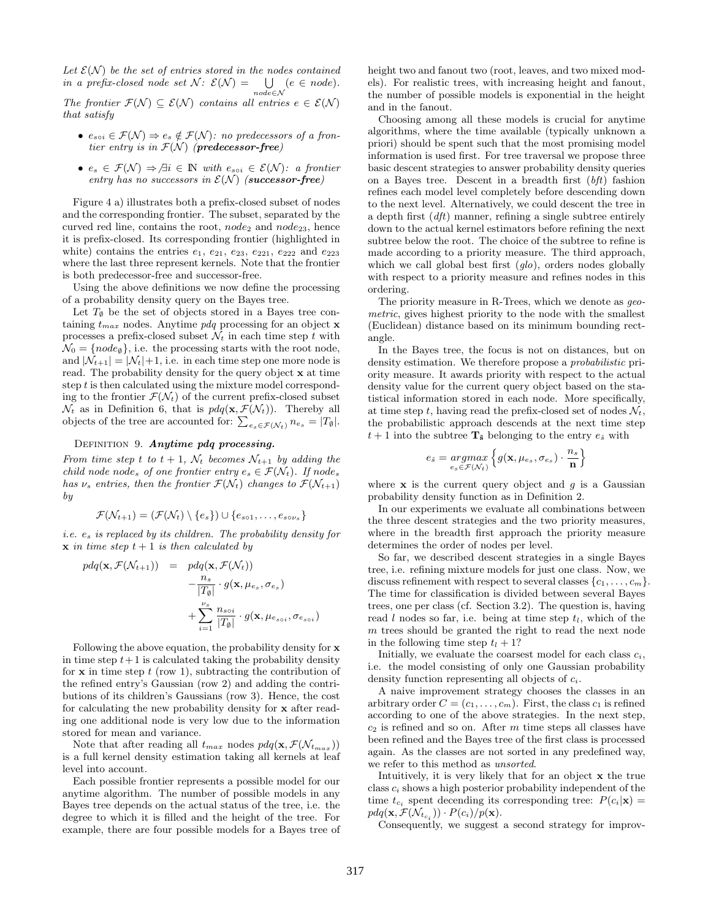*Let $\mathcal{E}(\mathcal{N})$ be the set of entries stored in the nodes contained in a prefix-closed node set $\mathcal{N}$: $\mathcal{E}(\mathcal{N}) = \bigcup_{node \in \mathcal{N}} (e \in node)$. The frontier $\mathcal{F}(\mathcal{N}) \subseteq \mathcal{E}(\mathcal{N})$ contains all entries $e \in \mathcal{E}(\mathcal{N})$ that satisfy*

- *$e_{s \circ i} \in \mathcal{F}(\mathcal{N}) \Rightarrow e_s \notin \mathcal{F}(\mathcal{N})$: no predecessors of a frontier entry is in $\mathcal{F}(\mathcal{N})$* ***(predecessor-free)***
- *$e_s \in \mathcal{F}(\mathcal{N}) \Rightarrow \nexists i \in \mathbb{N}$ with $e_{s \circ i} \in \mathcal{E}(\mathcal{N})$: a frontier entry has no successors in $\mathcal{E}(\mathcal{N})$* ***(successor-free)***

Figure 4 a) illustrates both a prefix-closed subset of nodes and the corresponding frontier. The subset, separated by the curved red line, contains the root, $node_2$ and $node_{23}$, hence it is prefix-closed. Its corresponding frontier (highlighted in white) contains the entries $e_1$, $e_{21}$, $e_{23}$, $e_{221}$, $e_{222}$ and $e_{223}$ where the last three represent kernels. Note that the frontier is both predecessor-free and successor-free.

Using the above definitions we now define the processing of a probability density query on the Bayes tree.

Let $T_\emptyset$ be the set of objects stored in a Bayes tree containing $t_{max}$ nodes. Anytime *pdq* processing for an object $\mathbf{x}$ processes a prefix-closed subset $\mathcal{N}_t$ in each time step $t$ with $\mathcal{N}_0 = \{node_\emptyset\}$, i.e. the processing starts with the root node, and $|\mathcal{N}_{t+1}| = |\mathcal{N}_t|+1$, i.e. in each time step one more node is read. The probability density for the query object $\mathbf{x}$ at time step $t$ is then calculated using the mixture model corresponding to the frontier $\mathcal{F}(\mathcal{N}_t)$ of the current prefix-closed subset $\mathcal{N}_t$ as in Definition 6, that is $pdq(\mathbf{x}, \mathcal{F}(\mathcal{N}_t))$. Thereby all objects of the tree are accounted for: $\sum_{e_s \in \mathcal{F}(\mathcal{N}_t)} n_{e_s} = |T_\emptyset|$.

Definition 9. ***Anytime pdq processing.***
*From time step $t$ to $t+1$, $\mathcal{N}_t$ becomes $\mathcal{N}_{t+1}$ by adding the child node $node_s$ of one frontier entry $e_s \in \mathcal{F}(\mathcal{N}_t)$. If $node_s$ has $\nu_s$ entries, then the frontier $\mathcal{F}(\mathcal{N}_t)$ changes to $\mathcal{F}(\mathcal{N}_{t+1})$ by*

$$\mathcal{F}(\mathcal{N}_{t+1}) = (\mathcal{F}(\mathcal{N}_t) \setminus \{e_s\}) \cup \{e_{s\circ 1}, \ldots, e_{s\circ \nu_s}\}$$

*i.e. $e_s$ is replaced by its children. The probability density for $\mathbf{x}$ in time step $t+1$ is then calculated by*

$$\begin{aligned} pdq(\mathbf{x}, \mathcal{F}(\mathcal{N}_{t+1})) &= pdq(\mathbf{x}, \mathcal{F}(\mathcal{N}_t)) \\ &\quad - \frac{n_s}{|T_\emptyset|} \cdot g(\mathbf{x}, \mu_{e_s}, \sigma_{e_s}) \\ &\quad + \sum_{i=1}^{\nu_s} \frac{n_{s\circ i}}{|T_\emptyset|} \cdot g(\mathbf{x}, \mu_{e_{s\circ i}}, \sigma_{e_{s\circ i}}) \end{aligned}$$

Following the above equation, the probability density for $\mathbf{x}$ in time step $t+1$ is calculated taking the probability density for $\mathbf{x}$ in time step $t$ (row 1), subtracting the contribution of the refined entry's Gaussian (row 2) and adding the contributions of its children's Gaussians (row 3). Hence, the cost for calculating the new probability density for $\mathbf{x}$ after reading one additional node is very low due to the information stored for mean and variance.

Note that after reading all $t_{max}$ nodes $pdq(\mathbf{x}, \mathcal{F}(\mathcal{N}_{t_{max}}))$ is a full kernel density estimation taking all kernels at leaf level into account.

Each possible frontier represents a possible model for our anytime algorithm. The number of possible models in any Bayes tree depends on the actual status of the tree, i.e. the degree to which it is filled and the height of the tree. For example, there are four possible models for a Bayes tree of height two and fanout two (root, leaves, and two mixed models). For realistic trees, with increasing height and fanout, the number of possible models is exponential in the height and in the fanout.

Choosing among all these models is crucial for anytime algorithms, where the time available (typically unknown a priori) should be spent such that the most promising model information is used first. For tree traversal we propose three basic descent strategies to answer probability density queries on a Bayes tree. Descent in a breadth first (*bft*) fashion refines each model level completely before descending down to the next level. Alternatively, we could descent the tree in a depth first (*dft*) manner, refining a single subtree entirely down to the actual kernel estimators before refining the next subtree below the root. The choice of the subtree to refine is made according to a priority measure. The third approach, which we call global best first (*glo*), orders nodes globally with respect to a priority measure and refines nodes in this ordering.

The priority measure in R-Trees, which we denote as *geometric*, gives highest priority to the node with the smallest (Euclidean) distance based on its minimum bounding rectangle.

In the Bayes tree, the focus is not on distances, but on density estimation. We therefore propose a *probabilistic* priority measure. It awards priority with respect to the actual density value for the current query object based on the statistical information stored in each node. More specifically, at time step $t$, having read the prefix-closed set of nodes $\mathcal{N}_t$, the probabilistic approach descends at the next time step $t+1$ into the subtree $\mathbf{T}_{\hat{\mathbf{s}}}$ belonging to the entry $e_{\hat{s}}$ with

$$e_{\hat{s}} = \underset{e_s \in \mathcal{F}(\mathcal{N}_t)}{argmax} \left\{ g(\mathbf{x}, \mu_{e_s}, \sigma_{e_s}) \cdot \frac{n_s}{\mathbf{n}} \right\}$$

where $\mathbf{x}$ is the current query object and $g$ is a Gaussian probability density function as in Definition 2.

In our experiments we evaluate all combinations between the three descent strategies and the two priority measures, where in the breadth first approach the priority measure determines the order of nodes per level.

So far, we described descent strategies in a single Bayes tree, i.e. refining mixture models for just one class. Now, we discuss refinement with respect to several classes $\{c_1, \ldots, c_m\}$. The time for classification is divided between several Bayes trees, one per class (cf. Section 3.2). The question is, having read $l$ nodes so far, i.e. being at time step $t_l$, which of the $m$ trees should be granted the right to read the next node in the following time step $t_l + 1$?

Initially, we evaluate the coarsest model for each class $c_i$, i.e. the model consisting of only one Gaussian probability density function representing all objects of $c_i$.

A naive improvement strategy chooses the classes in an arbitrary order $C = (c_1, \ldots, c_m)$. First, the class $c_1$ is refined according to one of the above strategies. In the next step, $c_2$ is refined and so on. After $m$ time steps all classes have been refined and the Bayes tree of the first class is processed again. As the classes are not sorted in any predefined way, we refer to this method as *unsorted*.

Intuitively, it is very likely that for an object $\mathbf{x}$ the true class $c_i$ shows a high posterior probability independent of the time $t_{c_i}$ spent decending its corresponding tree: $P(c_i|\mathbf{x}) = pdq(\mathbf{x}, \mathcal{F}(\mathcal{N}_{t_{c_i}})) \cdot P(c_i)/p(\mathbf{x})$.

Consequently, we suggest a second strategy for improv-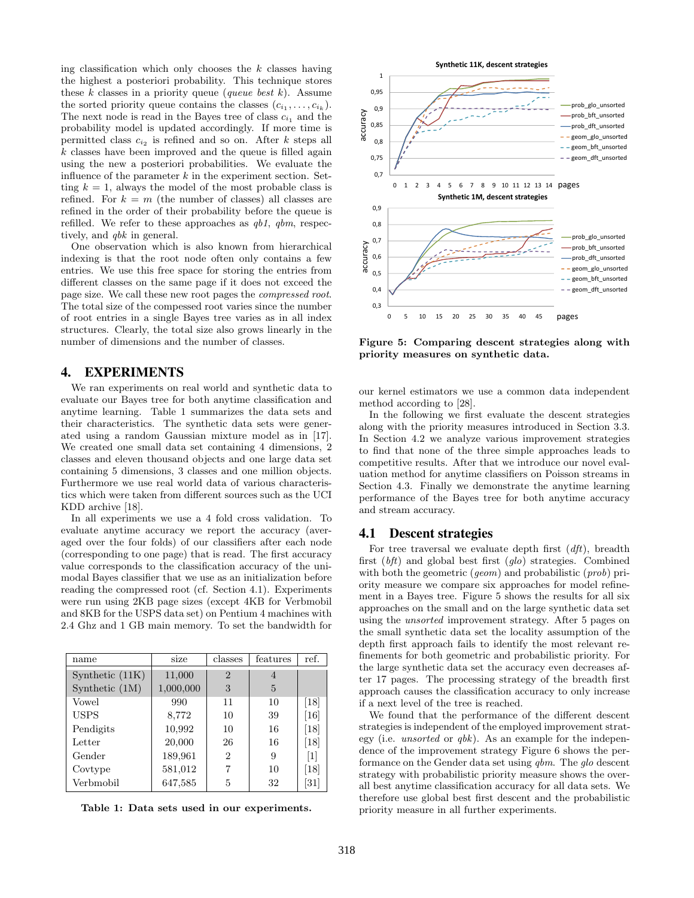ing classification which only chooses the $k$ classes having the highest a posteriori probability. This technique stores these $k$ classes in a priority queue (*queue best k*). Assume the sorted priority queue contains the classes $(c_{i_1}, \ldots, c_{i_k})$. The next node is read in the Bayes tree of class $c_{i_1}$ and the probability model is updated accordingly. If more time is permitted class $c_{i_2}$ is refined and so on. After $k$ steps all $k$ classes have been improved and the queue is filled again using the new a posteriori probabilities. We evaluate the influence of the parameter $k$ in the experiment section. Setting $k = 1$, always the model of the most probable class is refined. For $k = m$ (the number of classes) all classes are refined in the order of their probability before the queue is refilled. We refer to these approaches as *qb1*, *qbm*, respectively, and *qbk* in general.

One observation which is also known from hierarchical indexing is that the root node often only contains a few entries. We use this free space for storing the entries from different classes on the same page if it does not exceed the page size. We call these new root pages the *compressed root*. The total size of the compressed root varies since the number of root entries in a single Bayes tree varies as in all index structures. Clearly, the total size also grows linearly in the number of dimensions and the number of classes.

## 4. EXPERIMENTS

We ran experiments on real world and synthetic data to evaluate our Bayes tree for both anytime classification and anytime learning. Table 1 summarizes the data sets and their characteristics. The synthetic data sets were generated using a random Gaussian mixture model as in [17]. We created one small data set containing 4 dimensions, 2 classes and eleven thousand objects and one large data set containing 5 dimensions, 3 classes and one million objects. Furthermore we use real world data of various characteristics which were taken from different sources such as the UCI KDD archive [18].

In all experiments we use a 4 fold cross validation. To evaluate anytime accuracy we report the accuracy (averaged over the four folds) of our classifiers after each node (corresponding to one page) that is read. The first accuracy value corresponds to the classification accuracy of the unimodal Bayes classifier that we use as an initialization before reading the compressed root (cf. Section 4.1). Experiments were run using 2KB page sizes (except 4KB for Verbmobil and 8KB for the USPS data set) on Pentium 4 machines with 2.4 Ghz and 1 GB main memory. To set the bandwidth for our kernel estimators we use a common data independent method according to [28].

| name | size | classes | features | ref. |
|---|---|---|---|---|
| Synthetic (11K) | 11,000 | 2 | 4 | |
| Synthetic (1M) | 1,000,000 | 3 | 5 | |
| Vowel | 990 | 11 | 10 | [18] |
| USPS | 8,772 | 10 | 39 | [16] |
| Pendigits | 10,992 | 10 | 16 | [18] |
| Letter | 20,000 | 26 | 16 | [18] |
| Gender | 189,961 | 2 | 9 | [1] |
| Covtype | 581,012 | 7 | 10 | [18] |
| Verbmobil | 647,585 | 5 | 32 | [31] |

**Table 1: Data sets used in our experiments.**

Synthetic 11K, descent strategies

accuracy

1
0,95
0,9
0,85
0,8
0,75
0,7

0 1 2 3 4 5 6 7 8 9 10 11 12 13 14 pages

prob_glo_unsorted
prob_bft_unsorted
prob_dft_unsorted
geom_glo_unsorted
geom_bft_unsorted
geom_dft_unsorted

Synthetic 1M, descent strategies

accuracy

0,9
0,8
0,7
0,6
0,5
0,4
0,3

0 5 10 15 20 25 30 35 40 45 pages

prob_glo_unsorted
prob_bft_unsorted
prob_dft_unsorted
geom_glo_unsorted
geom_bft_unsorted
geom_dft_unsorted

**Figure 5: Comparing descent strategies along with priority measures on synthetic data.**

In the following we first evaluate the descent strategies along with the priority measures introduced in Section 3.3. In Section 4.2 we analyze various improvement strategies to find that none of the three simple approaches leads to competitive results. After that we introduce our novel evaluation method for anytime classifiers on Poisson streams in Section 4.3. Finally we demonstrate the anytime learning performance of the Bayes tree for both anytime accuracy and stream accuracy.

### 4.1 Descent strategies

For tree traversal we evaluate depth first (*dft*), breadth first (*bft*) and global best first (*glo*) strategies. Combined with both the geometric (*geom*) and probabilistic (*prob*) priority measure we compare six approaches for model refinement in a Bayes tree. Figure 5 shows the results for all six approaches on the small and on the large synthetic data set using the *unsorted* improvement strategy. After 5 pages on the small synthetic data set the locality assumption of the depth first approach fails to identify the most relevant refinements for both geometric and probabilistic priority. For the large synthetic data set the accuracy even decreases after 17 pages. The processing strategy of the breadth first approach causes the classification accuracy to only increase if a next level of the tree is reached.

We found that the performance of the different descent strategies is independent of the employed improvement strategy (i.e. *unsorted* or *qbk*). As an example for the independence of the improvement strategy Figure 6 shows the performance on the Gender data set using *qbm*. The *glo* descent strategy with probabilistic priority measure shows the overall best anytime classification accuracy for all data sets. We therefore use global best first descent and the probabilistic priority measure in all further experiments.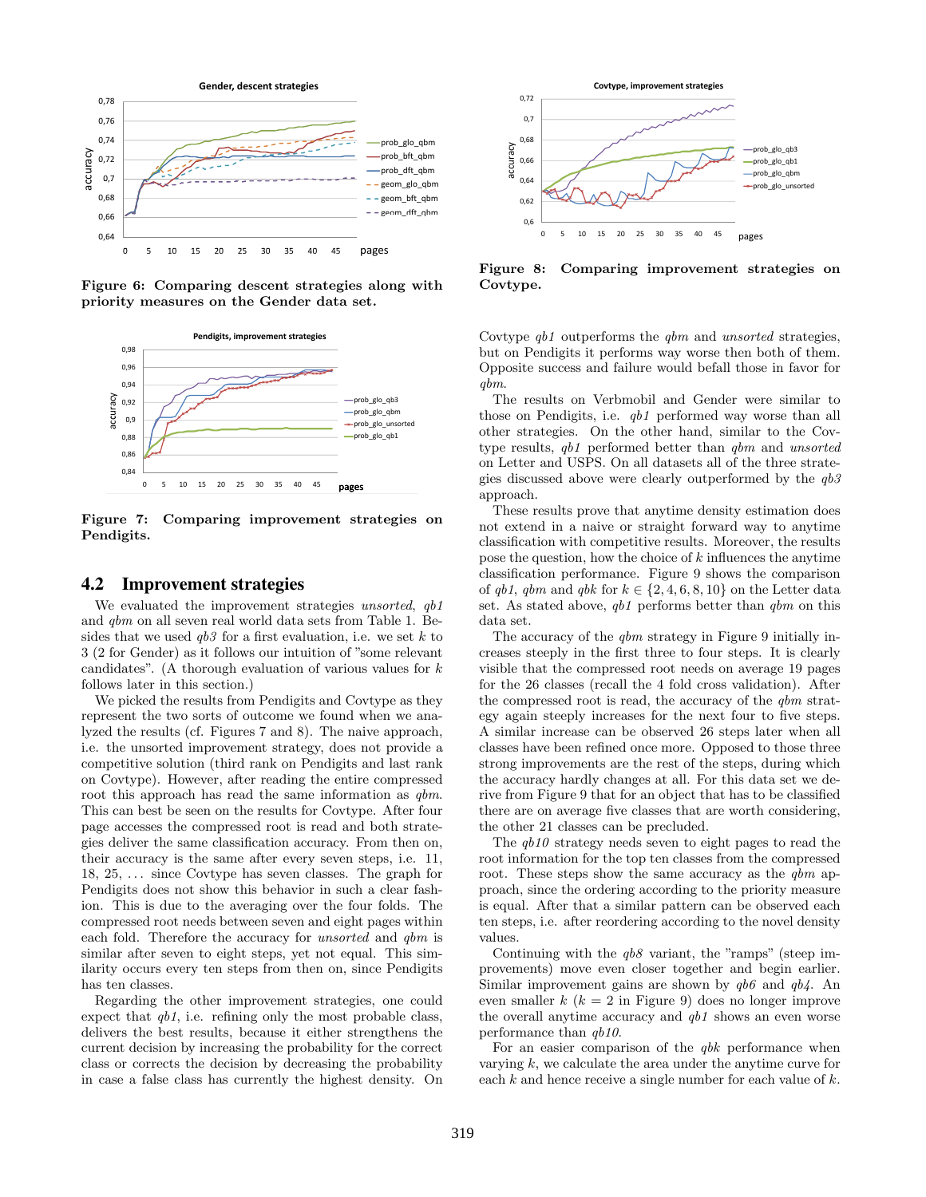Gender, descent strategies

0,78
0,76
0,74
0,72
0,7
0,68
0,66
0,64

accuracy

0 5 10 15 20 25 30 35 40 45 pages

prob_glo_qbm
prob_bft_qbm
prob_dft_qbm
geom_glo_qbm
geom_bft_qbm
geom_dft_qbm

**Figure 6: Comparing descent strategies along with priority measures on the Gender data set.**

Pendigits, improvement strategies

0,98
0,96
0,94
0,92
0,9
0,88
0,86
0,84

accuracy

0 5 10 15 20 25 30 35 40 45 pages

prob_glo_qb3
prob_glo_qbm
prob_glo_unsorted
prob_glo_qb1

**Figure 7: Comparing improvement strategies on Pendigits.**

## 4.2 Improvement strategies

We evaluated the improvement strategies *unsorted*, *qb1* and *qbm* on all seven real world data sets from Table 1. Besides that we used *qb3* for a first evaluation, i.e. we set $k$ to 3 (2 for Gender) as it follows our intuition of "some relevant candidates". (A thorough evaluation of various values for $k$ follows later in this section.)

We picked the results from Pendigits and Covtype as they represent the two sorts of outcome we found when we analyzed the results (cf. Figures 7 and 8). The naive approach, i.e. the unsorted improvement strategy, does not provide a competitive solution (third rank on Pendigits and last rank on Covtype). However, after reading the entire compressed root this approach has read the same information as *qbm*. This can best be seen on the results for Covtype. After four page accesses the compressed root is read and both strategies deliver the same classification accuracy. From then on, their accuracy is the same after every seven steps, i.e. 11, 18, 25, ... since Covtype has seven classes. The graph for Pendigits does not show this behavior in such a clear fashion. This is due to the averaging over the four folds. The compressed root needs between seven and eight pages within each fold. Therefore the accuracy for *unsorted* and *qbm* is similar after seven to eight steps, yet not equal. This similarity occurs every ten steps from then on, since Pendigits has ten classes.

Regarding the other improvement strategies, one could expect that *qb1*, i.e. refining only the most probable class, delivers the best results, because it either strengthens the current decision by increasing the probability for the correct class or corrects the decision by decreasing the probability in case a false class has currently the highest density. On

Covtype, improvement strategies

0,72
0,7
0,68
0,66
0,64
0,62
0,6

accuracy

0 5 10 15 20 25 30 35 40 45 pages

prob_glo_qb3
prob_glo_qb1
prob_glo_qbm
prob_glo_unsorted

**Figure 8: Comparing improvement strategies on Covtype.**

Covtype *qb1* outperforms the *qbm* and *unsorted* strategies, but on Pendigits it performs way worse then both of them. Opposite success and failure would befall those in favor for *qbm*.

The results on Verbmobil and Gender were similar to those on Pendigits, i.e. *qb1* performed way worse than all other strategies. On the other hand, similar to the Covtype results, *qb1* performed better than *qbm* and *unsorted* on Letter and USPS. On all datasets all of the three strategies discussed above were clearly outperformed by the *qb3* approach.

These results prove that anytime density estimation does not extend in a naive or straight forward way to anytime classification with competitive results. Moreover, the results pose the question, how the choice of $k$ influences the anytime classification performance. Figure 9 shows the comparison of *qb1*, *qbm* and *qbk* for $k \in \{2, 4, 6, 8, 10\}$ on the Letter data set. As stated above, *qb1* performs better than *qbm* on this data set.

The accuracy of the *qbm* strategy in Figure 9 initially increases steeply in the first three to four steps. It is clearly visible that the compressed root needs on average 19 pages for the 26 classes (recall the 4 fold cross validation). After the compressed root is read, the accuracy of the *qbm* strategy again steeply increases for the next four to five steps. A similar increase can be observed 26 steps later when all classes have been refined once more. Opposed to those three strong improvements are the rest of the steps, during which the accuracy hardly changes at all. For this data set we derive from Figure 9 that for an object that has to be classified there are on average five classes that are worth considering, the other 21 classes can be precluded.

The *qb10* strategy needs seven to eight pages to read the root information for the top ten classes from the compressed root. These steps show the same accuracy as the *qbm* approach, since the ordering according to the priority measure is equal. After that a similar pattern can be observed each ten steps, i.e. after reordering according to the novel density values.

Continuing with the *qb8* variant, the "ramps" (steep improvements) move even closer together and begin earlier. Similar improvement gains are shown by *qb6* and *qb4*. An even smaller $k$ ($k = 2$ in Figure 9) does no longer improve the overall anytime accuracy and *qb1* shows an even worse performance than *qb10*.

For an easier comparison of the *qbk* performance when varying $k$, we calculate the area under the anytime curve for each $k$ and hence receive a single number for each value of $k$.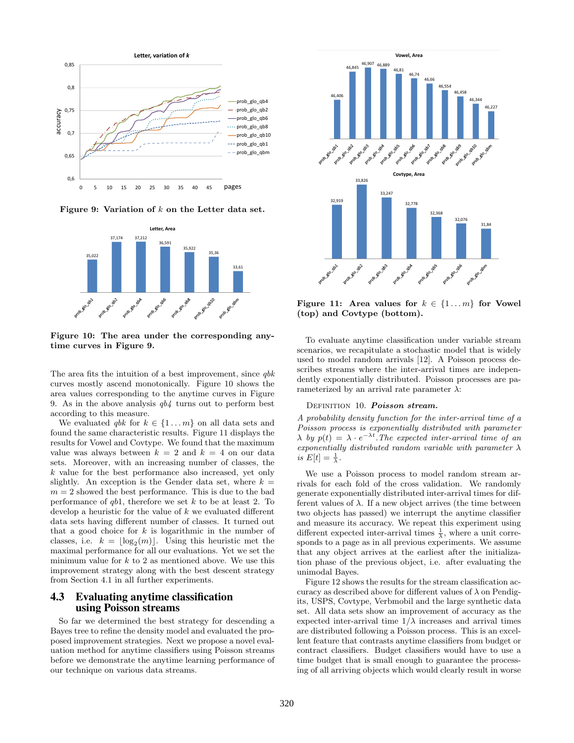Letter, variation of *k*

0,85
0,8
0,75
0,7
0,65
0,6

accuracy

0 5 10 15 20 25 30 35 40 45 pages

prob_glo_qb4
prob_glo_qb2
prob_glo_qb6
prob_glo_qb8
prob_glo_qb10
prob_glo_qb1
prob_glo_qbm

**Figure 9: Variation of $k$ on the Letter data set.**

Letter, Area

35,022 37,174 37,212 36,591 35,922 35,36 33,61

prob_glo_qb1 prob_glo_qb2 prob_glo_qb4 prob_glo_qb6 prob_glo_qb8 prob_glo_qb10 prob_glo_qbm

**Figure 10: The area under the corresponding anytime curves in Figure 9.**

The area fits the intuition of a best improvement, since $qbk$ curves mostly ascend monotonically. Figure 10 shows the area values corresponding to the anytime curves in Figure 9. As in the above analysis $qb4$ turns out to perform best according to this measure.

We evaluated $qbk$ for $k \in \{1 \dots m\}$ on all data sets and found the same characteristic results. Figure 11 displays the results for Vowel and Covtype. We found that the maximum value was always between $k = 2$ and $k = 4$ on our data sets. Moreover, with an increasing number of classes, the $k$ value for the best performance also increased, yet only slightly. An exception is the Gender data set, where $k = m = 2$ showed the best performance. This is due to the bad performance of $qb1$, therefore we set $k$ to be at least 2. To develop a heuristic for the value of $k$ we evaluated different data sets having different number of classes. It turned out that a good choice for $k$ is logarithmic in the number of classes, i.e. $k = \lfloor \log_2(m) \rfloor$. Using this heuristic met the maximal performance for all our evaluations. Yet we set the minimum value for $k$ to 2 as mentioned above. We use this improvement strategy along with the best descent strategy from Section 4.1 in all further experiments.

## 4.3 Evaluating anytime classification using Poisson streams

So far we determined the best strategy for descending a Bayes tree to refine the density model and evaluated the proposed improvement strategies. Next we propose a novel evaluation method for anytime classifiers using Poisson streams before we demonstrate the anytime learning performance of our technique on various data streams.

Vowel, Area

46,406 46,845 46,907 46,889 46,81 46,74 46,66 46,554 46,458 46,344 46,227

prob_glo_qb1 prob_glo_qb2 prob_glo_qb3 prob_glo_qb4 prob_glo_qb5 prob_glo_qb6 prob_glo_qb7 prob_glo_qb8 prob_glo_qb9 prob_glo_qb10 prob_glo_qbm

Covtype, Area

32,919 33,826 33,247 32,778 32,368 32,076 31,84

prob_glo_qb1 prob_glo_qb2 prob_glo_qb3 prob_glo_qb4 prob_glo_qb5 prob_glo_qb6 prob_glo_qbm

**Figure 11: Area values for $k \in \{1 \dots m\}$ for Vowel (top) and Covtype (bottom).**

To evaluate anytime classification under variable stream scenarios, we recapitulate a stochastic model that is widely used to model random arrivals [12]. A Poisson process describes streams where the inter-arrival times are independently exponentially distributed. Poisson processes are parameterized by an arrival rate parameter $\lambda$:

Definition 10. ***Poisson stream.***

*A probability density function for the inter-arrival time of a Poisson process is exponentially distributed with parameter $\lambda$ by $p(t) = \lambda \cdot e^{-\lambda t}$. The expected inter-arrival time of an exponentially distributed random variable with parameter $\lambda$ is $E[t] = \frac{1}{\lambda}$.*

We use a Poisson process to model random stream arrivals for each fold of the cross validation. We randomly generate exponentially distributed inter-arrival times for different values of $\lambda$. If a new object arrives (the time between two objects has passed) we interrupt the anytime classifier and measure its accuracy. We repeat this experiment using different expected inter-arrival times $\frac{1}{\lambda}$, where a unit corresponds to a page as in all previous experiments. We assume that any object arrives at the earliest after the initialization phase of the previous object, i.e. after evaluating the unimodal Bayes.

Figure 12 shows the results for the stream classification accuracy as described above for different values of $\lambda$ on Pendigits, USPS, Covtype, Verbmobil and the large synthetic data set. All data sets show an improvement of accuracy as the expected inter-arrival time $1/\lambda$ increases and arrival times are distributed following a Poisson process. This is an excellent feature that contrasts anytime classifiers from budget or contract classifiers. Budget classifiers would have to use a time budget that is small enough to guarantee the processing of all arriving objects which would clearly result in worse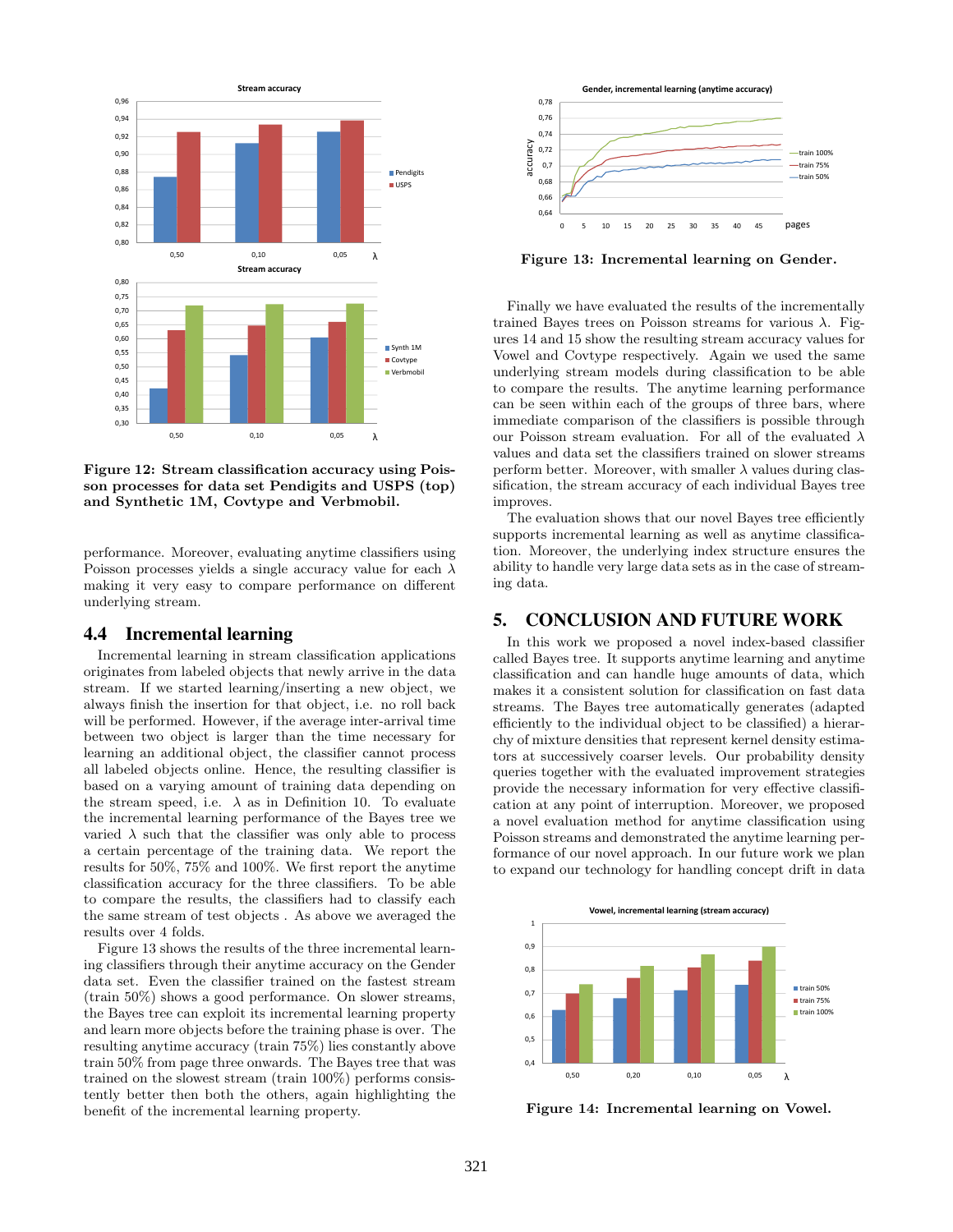Stream accuracy

0,96
0,94
0,92
0,90
0,88
0,86
0,84
0,82
0,80

0,50 0,10 0,05 λ

Pendigits
USPS

Stream accuracy

0,80
0,75
0,70
0,65
0,60
0,55
0,50
0,45
0,40
0,35
0,30

0,50 0,10 0,05 λ

Synth 1M
Covtype
Verbmobil

**Figure 12: Stream classification accuracy using Poisson processes for data set Pendigits and USPS (top) and Synthetic 1M, Covtype and Verbmobil.**

performance. Moreover, evaluating anytime classifiers using Poisson processes yields a single accuracy value for each $\lambda$ making it very easy to compare performance on different underlying stream.

## 4.4 Incremental learning

Incremental learning in stream classification applications originates from labeled objects that newly arrive in the data stream. If we started learning/inserting a new object, we always finish the insertion for that object, i.e. no roll back will be performed. However, if the average inter-arrival time between two object is larger than the time necessary for learning an additional object, the classifier cannot process all labeled objects online. Hence, the resulting classifier is based on a varying amount of training data depending on the stream speed, i.e. $\lambda$ as in Definition 10. To evaluate the incremental learning performance of the Bayes tree we varied $\lambda$ such that the classifier was only able to process a certain percentage of the training data. We report the results for 50%, 75% and 100%. We first report the anytime classification accuracy for the three classifiers. To be able to compare the results, the classifiers had to classify each the same stream of test objects . As above we averaged the results over 4 folds.

Figure 13 shows the results of the three incremental learning classifiers through their anytime accuracy on the Gender data set. Even the classifier trained on the fastest stream (train 50%) shows a good performance. On slower streams, the Bayes tree can exploit its incremental learning property and learn more objects before the training phase is over. The resulting anytime accuracy (train 75%) lies constantly above train 50% from page three onwards. The Bayes tree that was trained on the slowest stream (train 100%) performs consistently better then both the others, again highlighting the benefit of the incremental learning property.

Gender, incremental learning (anytime accuracy)

accuracy

0,78
0,76
0,74
0,72
0,7
0,68
0,66
0,64

0 5 10 15 20 25 30 35 40 45 pages

train 100%
train 75%
train 50%

**Figure 13: Incremental learning on Gender.**

Finally we have evaluated the results of the incrementally trained Bayes trees on Poisson streams for various $\lambda$. Figures 14 and 15 show the resulting stream accuracy values for Vowel and Covtype respectively. Again we used the same underlying stream models during classification to be able to compare the results. The anytime learning performance can be seen within each of the groups of three bars, where immediate comparison of the classifiers is possible through our Poisson stream evaluation. For all of the evaluated $\lambda$ values and data set the classifiers trained on slower streams perform better. Moreover, with smaller $\lambda$ values during classification, the stream accuracy of each individual Bayes tree improves.

The evaluation shows that our novel Bayes tree efficiently supports incremental learning as well as anytime classification. Moreover, the underlying index structure ensures the ability to handle very large data sets as in the case of streaming data.

## 5. CONCLUSION AND FUTURE WORK

In this work we proposed a novel index-based classifier called Bayes tree. It supports anytime learning and anytime classification and can handle huge amounts of data, which makes it a consistent solution for classification on fast data streams. The Bayes tree automatically generates (adapted efficiently to the individual object to be classified) a hierarchy of mixture densities that represent kernel density estimators at successively coarser levels. Our probability density queries together with the evaluated improvement strategies provide the necessary information for very effective classification at any point of interruption. Moreover, we proposed a novel evaluation method for anytime classification using Poisson streams and demonstrated the anytime learning performance of our novel approach. In our future work we plan to expand our technology for handling concept drift in data

Vowel, incremental learning (stream accuracy)

1
0,9
0,8
0,7
0,6
0,5
0,4

0,50 0,20 0,10 0,05 λ

train 50%
train 75%
train 100%

**Figure 14: Incremental learning on Vowel.**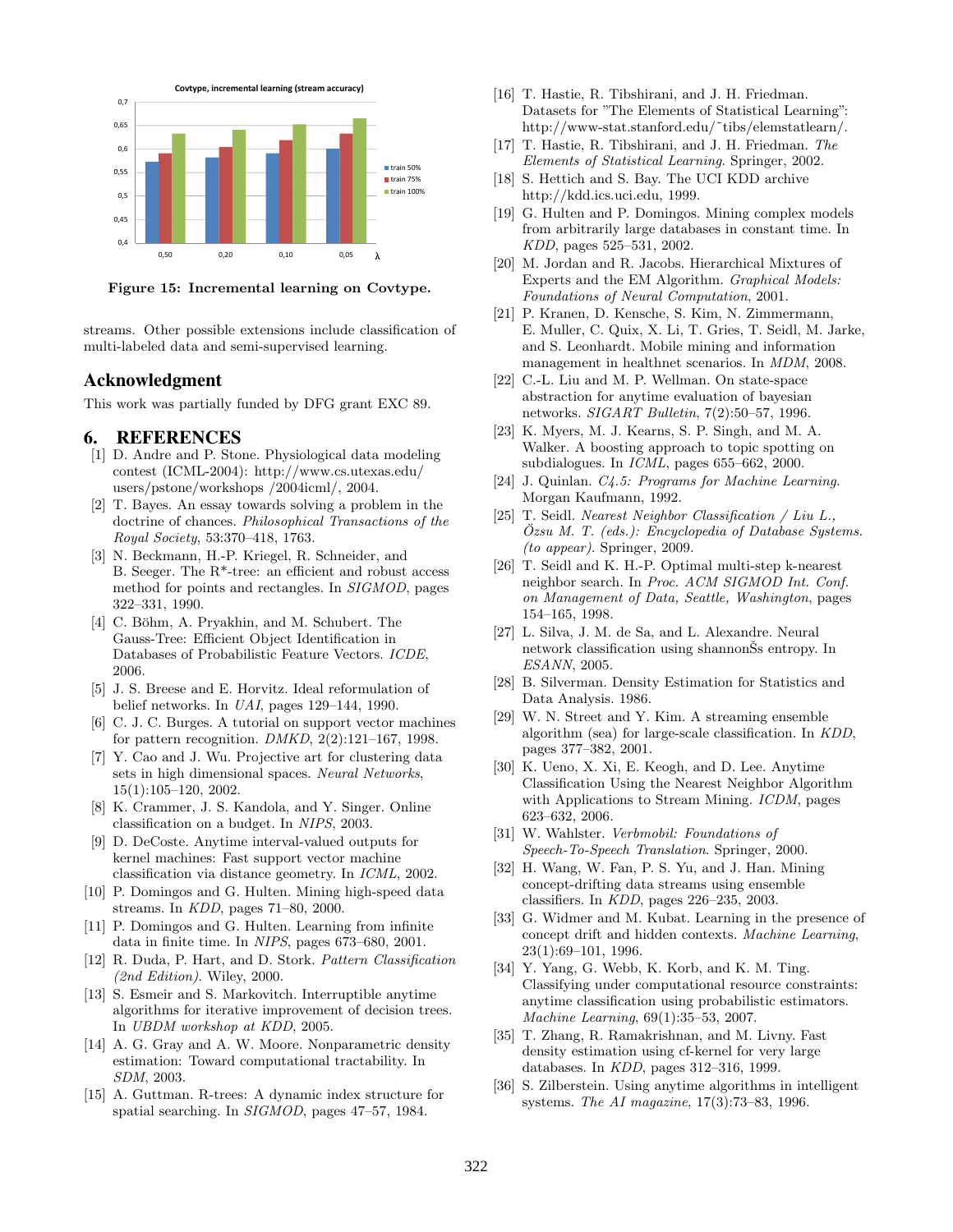Covtype, incremental learning (stream accuracy)

0,7
0,65
0,6
0,55
0,5
0,45
0,4

0,50 0,20 0,10 0,05 λ

train 50%
train 75%
train 100%

**Figure 15: Incremental learning on Covtype.**

streams. Other possible extensions include classification of multi-labeled data and semi-supervised learning.

## Acknowledgment

This work was partially funded by DFG grant EXC 89.

## 6. REFERENCES

[1] D. Andre and P. Stone. Physiological data modeling contest (ICML-2004): http://www.cs.utexas.edu/users/pstone/workshops /2004icml/, 2004.

[2] T. Bayes. An essay towards solving a problem in the doctrine of chances. *Philosophical Transactions of the Royal Society*, 53:370–418, 1763.

[3] N. Beckmann, H.-P. Kriegel, R. Schneider, and B. Seeger. The R*-tree: an efficient and robust access method for points and rectangles. In *SIGMOD*, pages 322–331, 1990.

[4] C. Böhm, A. Pryakhin, and M. Schubert. The Gauss-Tree: Efficient Object Identification in Databases of Probabilistic Feature Vectors. *ICDE*, 2006.

[5] J. S. Breese and E. Horvitz. Ideal reformulation of belief networks. In *UAI*, pages 129–144, 1990.

[6] C. J. C. Burges. A tutorial on support vector machines for pattern recognition. *DMKD*, 2(2):121–167, 1998.

[7] Y. Cao and J. Wu. Projective art for clustering data sets in high dimensional spaces. *Neural Networks*, 15(1):105–120, 2002.

[8] K. Crammer, J. S. Kandola, and Y. Singer. Online classification on a budget. In *NIPS*, 2003.

[9] D. DeCoste. Anytime interval-valued outputs for kernel machines: Fast support vector machine classification via distance geometry. In *ICML*, 2002.

[10] P. Domingos and G. Hulten. Mining high-speed data streams. In *KDD*, pages 71–80, 2000.

[11] P. Domingos and G. Hulten. Learning from infinite data in finite time. In *NIPS*, pages 673–680, 2001.

[12] R. Duda, P. Hart, and D. Stork. *Pattern Classification (2nd Edition)*. Wiley, 2000.

[13] S. Esmeir and S. Markovitch. Interruptible anytime algorithms for iterative improvement of decision trees. In *UBDM workshop at KDD*, 2005.

[14] A. G. Gray and A. W. Moore. Nonparametric density estimation: Toward computational tractability. In *SDM*, 2003.

[15] A. Guttman. R-trees: A dynamic index structure for spatial searching. In *SIGMOD*, pages 47–57, 1984.

[16] T. Hastie, R. Tibshirani, and J. H. Friedman. Datasets for "The Elements of Statistical Learning": http://www-stat.stanford.edu/˜tibs/elemstatlearn/.

[17] T. Hastie, R. Tibshirani, and J. H. Friedman. *The Elements of Statistical Learning*. Springer, 2002.

[18] S. Hettich and S. Bay. The UCI KDD archive http://kdd.ics.uci.edu, 1999.

[19] G. Hulten and P. Domingos. Mining complex models from arbitrarily large databases in constant time. In *KDD*, pages 525–531, 2002.

[20] M. Jordan and R. Jacobs. Hierarchical Mixtures of Experts and the EM Algorithm. *Graphical Models: Foundations of Neural Computation*, 2001.

[21] P. Kranen, D. Kensche, S. Kim, N. Zimmermann, E. Muller, C. Quix, X. Li, T. Gries, T. Seidl, M. Jarke, and S. Leonhardt. Mobile mining and information management in healthnet scenarios. In *MDM*, 2008.

[22] C.-L. Liu and M. P. Wellman. On state-space abstraction for anytime evaluation of bayesian networks. *SIGART Bulletin*, 7(2):50–57, 1996.

[23] K. Myers, M. J. Kearns, S. P. Singh, and M. A. Walker. A boosting approach to topic spotting on subdialogues. In *ICML*, pages 655–662, 2000.

[24] J. Quinlan. *C4.5: Programs for Machine Learning*. Morgan Kaufmann, 1992.

[25] T. Seidl. *Nearest Neighbor Classification / Liu L., Özsu M. T. (eds.): Encyclopedia of Database Systems. (to appear)*. Springer, 2009.

[26] T. Seidl and K. H.-P. Optimal multi-step k-nearest neighbor search. In *Proc. ACM SIGMOD Int. Conf. on Management of Data, Seattle, Washington*, pages 154–165, 1998.

[27] L. Silva, J. M. de Sa, and L. Alexandre. Neural network classification using shannonŠs entropy. In *ESANN*, 2005.

[28] B. Silverman. Density Estimation for Statistics and Data Analysis. 1986.

[29] W. N. Street and Y. Kim. A streaming ensemble algorithm (sea) for large-scale classification. In *KDD*, pages 377–382, 2001.

[30] K. Ueno, X. Xi, E. Keogh, and D. Lee. Anytime Classification Using the Nearest Neighbor Algorithm with Applications to Stream Mining. *ICDM*, pages 623–632, 2006.

[31] W. Wahlster. *Verbmobil: Foundations of Speech-To-Speech Translation*. Springer, 2000.

[32] H. Wang, W. Fan, P. S. Yu, and J. Han. Mining concept-drifting data streams using ensemble classifiers. In *KDD*, pages 226–235, 2003.

[33] G. Widmer and M. Kubat. Learning in the presence of concept drift and hidden contexts. *Machine Learning*, 23(1):69–101, 1996.

[34] Y. Yang, G. Webb, K. Korb, and K. M. Ting. Classifying under computational resource constraints: anytime classification using probabilistic estimators. *Machine Learning*, 69(1):35–53, 2007.

[35] T. Zhang, R. Ramakrishnan, and M. Livny. Fast density estimation using cf-kernel for very large databases. In *KDD*, pages 312–316, 1999.

[36] S. Zilberstein. Using anytime algorithms in intelligent systems. *The AI magazine*, 17(3):73–83, 1996.